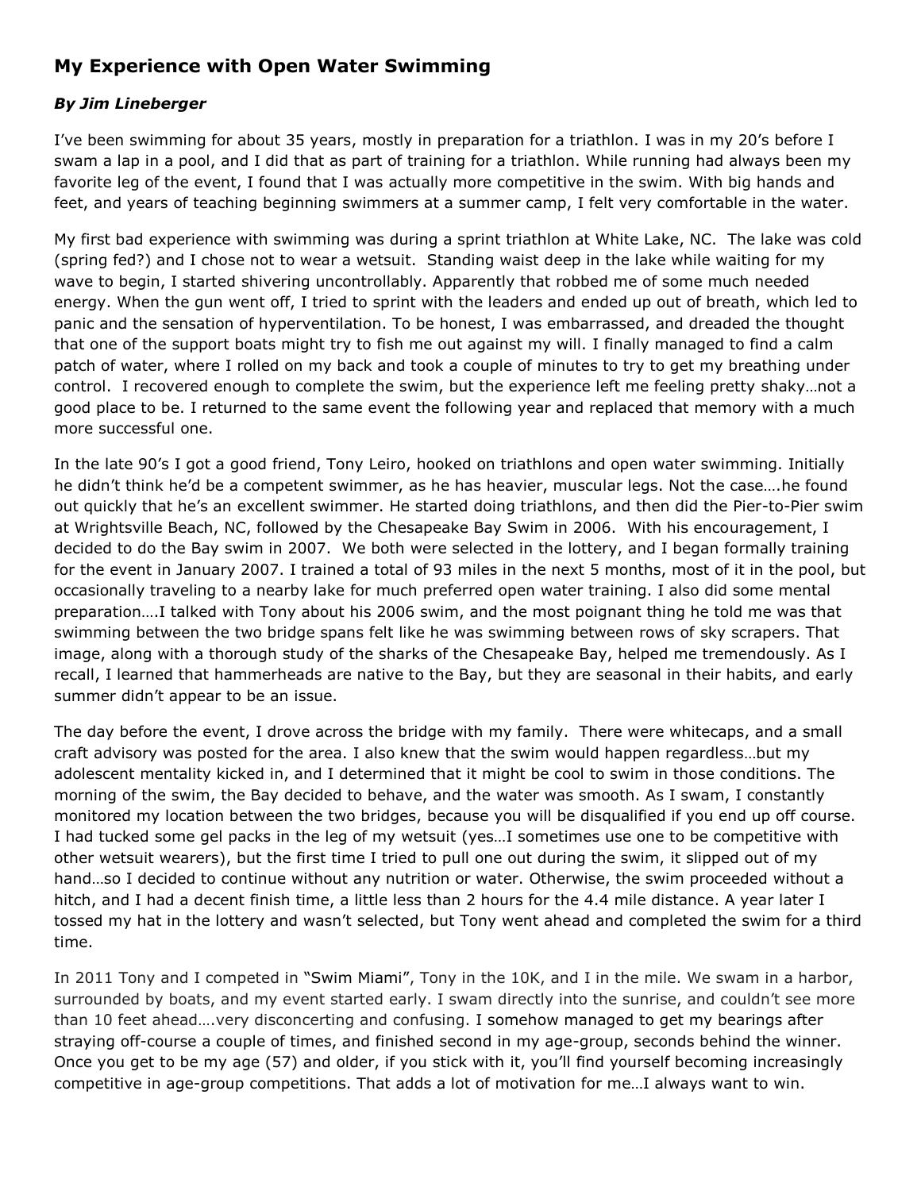## My Experience with Open Water Swimming

### *By Jim Lineberger*

I've been swimming for about 35 years, mostly in preparation for a triathlon. I was in my 20's before I swam a lap in a pool, and I did that as part of training for a triathlon. While running had always been my favorite leg of the event, I found that I was actually more competitive in the swim. With big hands and feet, and years of teaching beginning swimmers at a summer camp, I felt very comfortable in the water.

My first bad experience with swimming was during a sprint triathlon at White Lake, NC. The lake was cold (spring fed?) and I chose not to wear a wetsuit. Standing waist deep in the lake while waiting for my wave to begin, I started shivering uncontrollably. Apparently that robbed me of some much needed energy. When the gun went off, I tried to sprint with the leaders and ended up out of breath, which led to panic and the sensation of hyperventilation. To be honest, I was embarrassed, and dreaded the thought that one of the support boats might try to fish me out against my will. I finally managed to find a calm patch of water, where I rolled on my back and took a couple of minutes to try to get my breathing under control. I recovered enough to complete the swim, but the experience left me feeling pretty shaky…not a good place to be. I returned to the same event the following year and replaced that memory with a much more successful one.

In the late 90's I got a good friend, Tony Leiro, hooked on triathlons and open water swimming. Initially he didn't think he'd be a competent swimmer, as he has heavier, muscular legs. Not the case….he found out quickly that he's an excellent swimmer. He started doing triathlons, and then did the Pier-to-Pier swim at Wrightsville Beach, NC, followed by the Chesapeake Bay Swim in 2006. With his encouragement, I decided to do the Bay swim in 2007. We both were selected in the lottery, and I began formally training for the event in January 2007. I trained a total of 93 miles in the next 5 months, most of it in the pool, but occasionally traveling to a nearby lake for much preferred open water training. I also did some mental preparation….I talked with Tony about his 2006 swim, and the most poignant thing he told me was that swimming between the two bridge spans felt like he was swimming between rows of sky scrapers. That image, along with a thorough study of the sharks of the Chesapeake Bay, helped me tremendously. As I recall, I learned that hammerheads are native to the Bay, but they are seasonal in their habits, and early summer didn't appear to be an issue.

The day before the event, I drove across the bridge with my family. There were whitecaps, and a small craft advisory was posted for the area. I also knew that the swim would happen regardless…but my adolescent mentality kicked in, and I determined that it might be cool to swim in those conditions. The morning of the swim, the Bay decided to behave, and the water was smooth. As I swam, I constantly monitored my location between the two bridges, because you will be disqualified if you end up off course. I had tucked some gel packs in the leg of my wetsuit (yes…I sometimes use one to be competitive with other wetsuit wearers), but the first time I tried to pull one out during the swim, it slipped out of my hand…so I decided to continue without any nutrition or water. Otherwise, the swim proceeded without a hitch, and I had a decent finish time, a little less than 2 hours for the 4.4 mile distance. A year later I tossed my hat in the lottery and wasn't selected, but Tony went ahead and completed the swim for a third time.

In 2011 Tony and I competed in "Swim Miami", Tony in the 10K, and I in the mile. We swam in a harbor, surrounded by boats, and my event started early. I swam directly into the sunrise, and couldn't see more than 10 feet ahead….very disconcerting and confusing. I somehow managed to get my bearings after straying off-course a couple of times, and finished second in my age-group, seconds behind the winner. Once you get to be my age (57) and older, if you stick with it, you'll find yourself becoming increasingly competitive in age-group competitions. That adds a lot of motivation for me…I always want to win.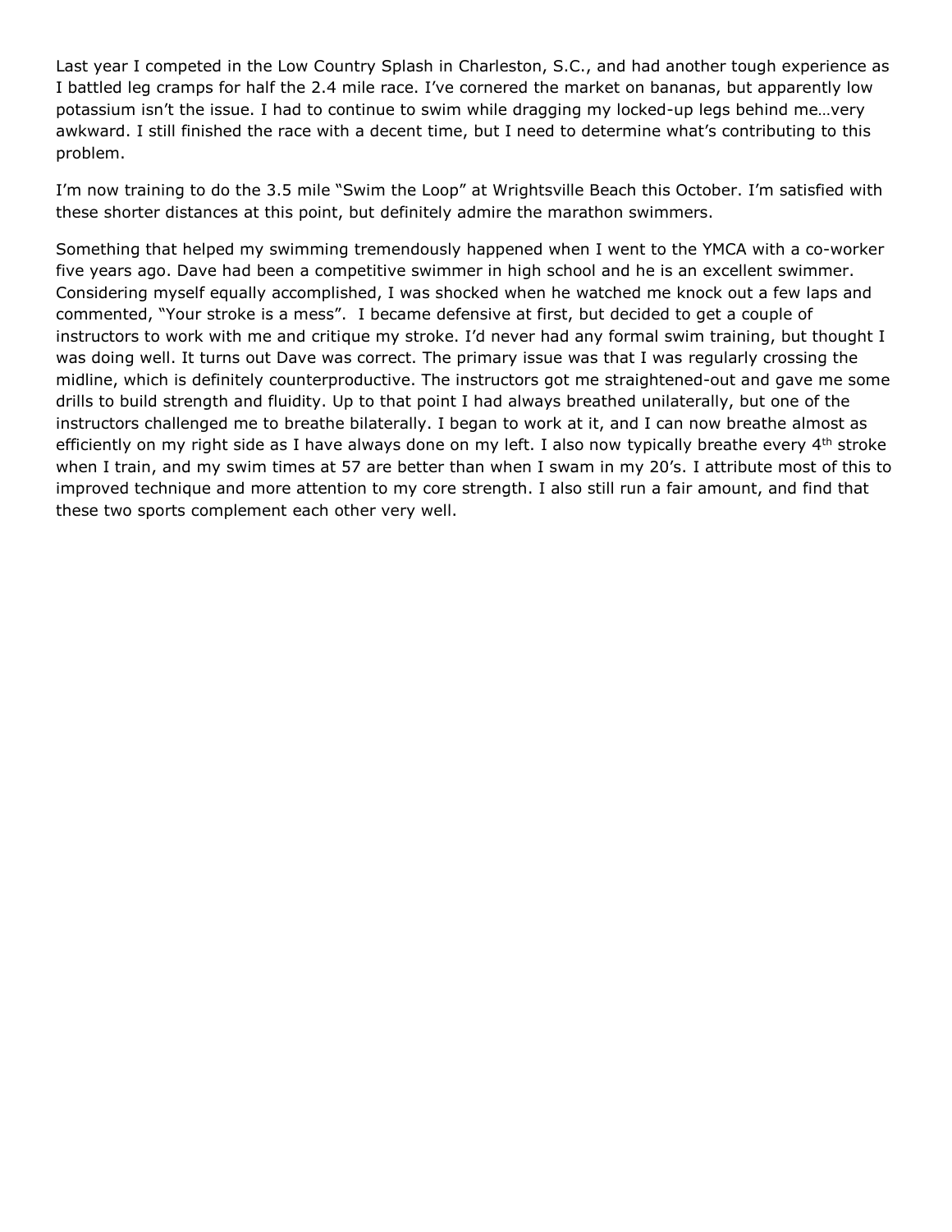Last year I competed in the Low Country Splash in Charleston, S.C., and had another tough experience as I battled leg cramps for half the 2.4 mile race. I've cornered the market on bananas, but apparently low potassium isn't the issue. I had to continue to swim while dragging my locked-up legs behind me…very awkward. I still finished the race with a decent time, but I need to determine what's contributing to this problem.

I'm now training to do the 3.5 mile "Swim the Loop" at Wrightsville Beach this October. I'm satisfied with these shorter distances at this point, but definitely admire the marathon swimmers.

Something that helped my swimming tremendously happened when I went to the YMCA with a co-worker five years ago. Dave had been a competitive swimmer in high school and he is an excellent swimmer. Considering myself equally accomplished, I was shocked when he watched me knock out a few laps and commented, "Your stroke is a mess". I became defensive at first, but decided to get a couple of instructors to work with me and critique my stroke. I'd never had any formal swim training, but thought I was doing well. It turns out Dave was correct. The primary issue was that I was regularly crossing the midline, which is definitely counterproductive. The instructors got me straightened-out and gave me some drills to build strength and fluidity. Up to that point I had always breathed unilaterally, but one of the instructors challenged me to breathe bilaterally. I began to work at it, and I can now breathe almost as efficiently on my right side as I have always done on my left. I also now typically breathe every 4th stroke when I train, and my swim times at 57 are better than when I swam in my 20's. I attribute most of this to improved technique and more attention to my core strength. I also still run a fair amount, and find that these two sports complement each other very well.